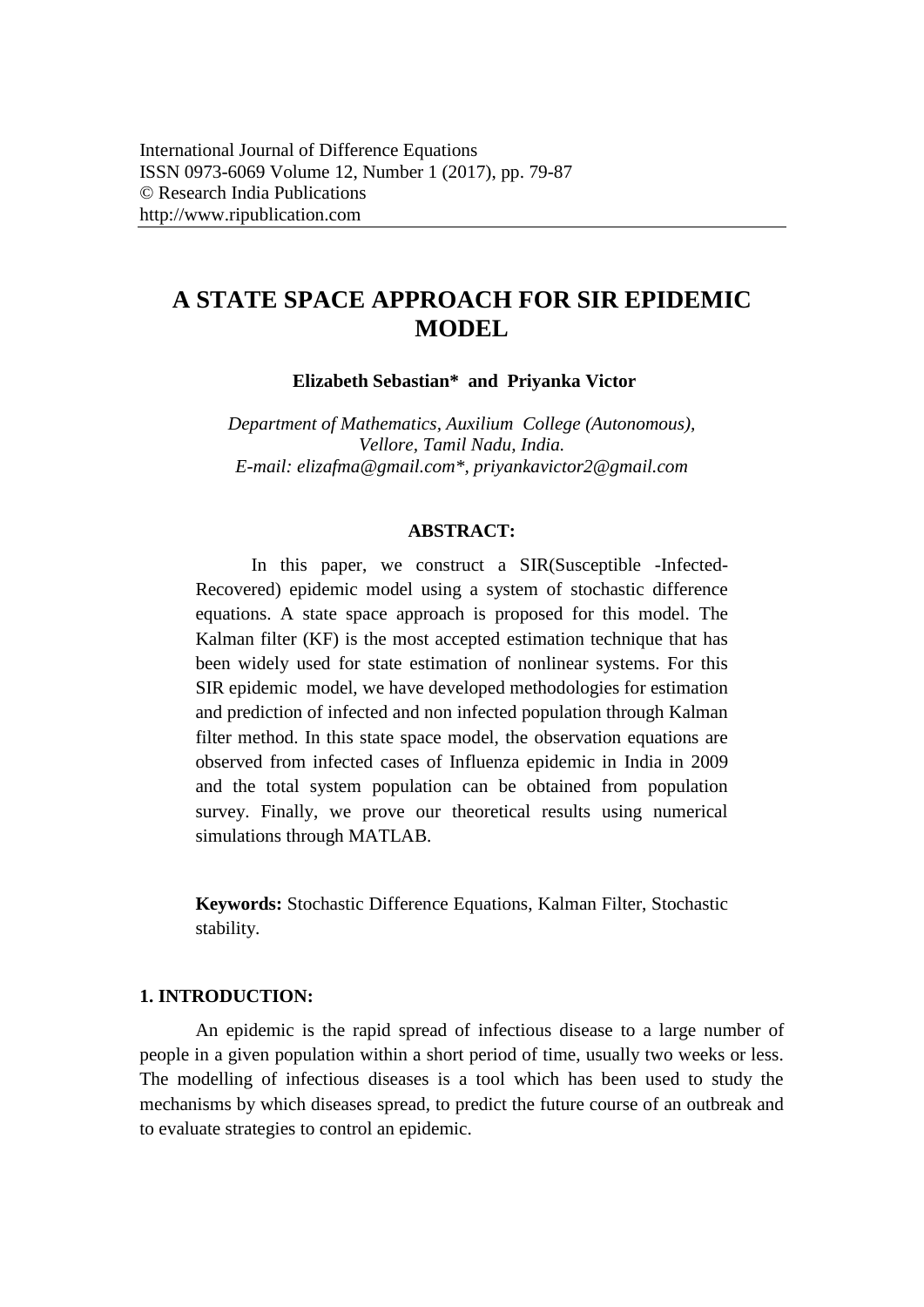International Journal of Difference Equations
ISSN 0973-6069 Volume 12, Number 1 (2017), pp. 79-87
© Research India Publications
http://www.ripublication.com

# A STATE SPACE APPROACH FOR SIR EPIDEMIC MODEL

**Elizabeth Sebastian\* and Priyanka Victor**

*Department of Mathematics, Auxilium College (Autonomous), Vellore, Tamil Nadu, India.*
*E-mail: elizafma@gmail.com\*, priyankavictor2@gmail.com*

## ABSTRACT:

In this paper, we construct a SIR(Susceptible -Infected-Recovered) epidemic model using a system of stochastic difference equations. A state space approach is proposed for this model. The Kalman filter (KF) is the most accepted estimation technique that has been widely used for state estimation of nonlinear systems. For this SIR epidemic model, we have developed methodologies for estimation and prediction of infected and non infected population through Kalman filter method. In this state space model, the observation equations are observed from infected cases of Influenza epidemic in India in 2009 and the total system population can be obtained from population survey. Finally, we prove our theoretical results using numerical simulations through MATLAB.

**Keywords:** Stochastic Difference Equations, Kalman Filter, Stochastic stability.

## 1. INTRODUCTION:

An epidemic is the rapid spread of infectious disease to a large number of people in a given population within a short period of time, usually two weeks or less. The modelling of infectious diseases is a tool which has been used to study the mechanisms by which diseases spread, to predict the future course of an outbreak and to evaluate strategies to control an epidemic.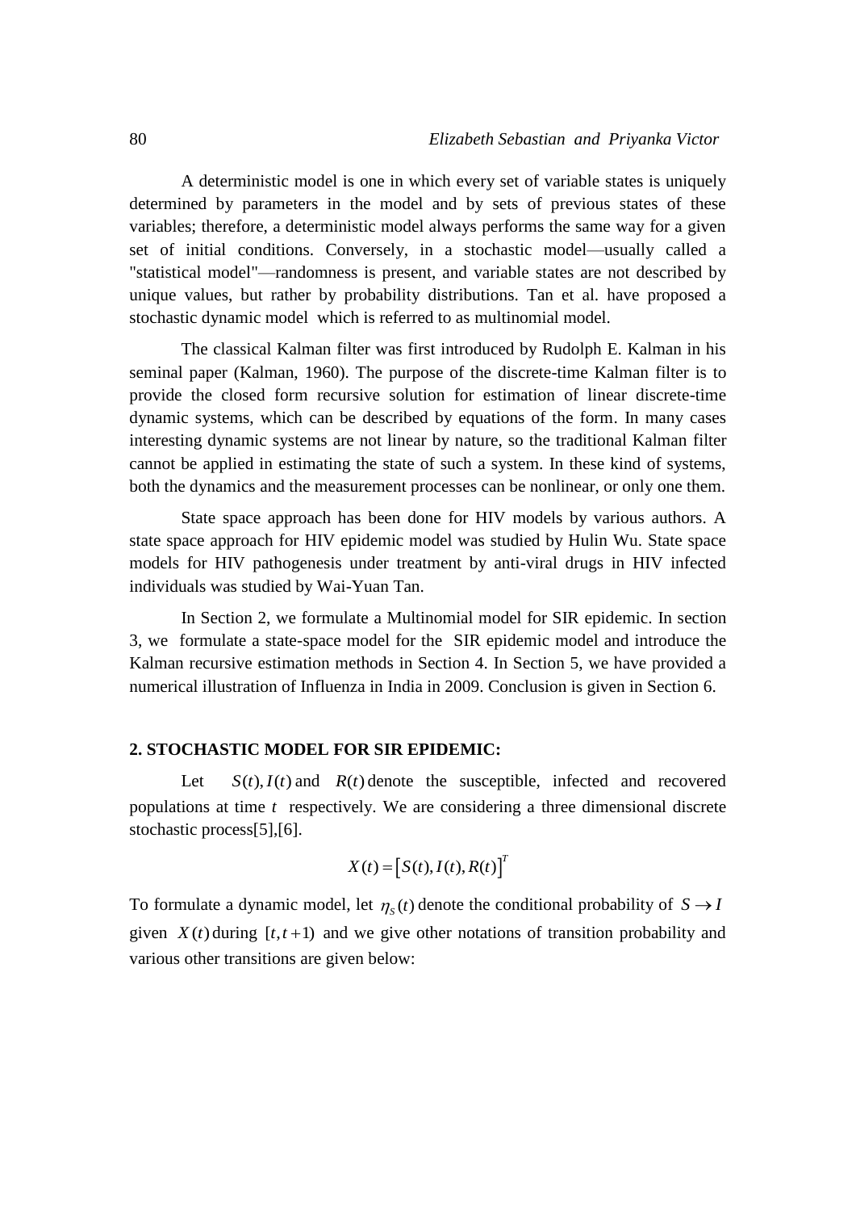A deterministic model is one in which every set of variable states is uniquely determined by parameters in the model and by sets of previous states of these variables; therefore, a deterministic model always performs the same way for a given set of initial conditions. Conversely, in a stochastic model—usually called a "statistical model"—randomness is present, and variable states are not described by unique values, but rather by probability distributions. Tan et al. have proposed a stochastic dynamic model which is referred to as multinomial model.

The classical Kalman filter was first introduced by Rudolph E. Kalman in his seminal paper (Kalman, 1960). The purpose of the discrete-time Kalman filter is to provide the closed form recursive solution for estimation of linear discrete-time dynamic systems, which can be described by equations of the form. In many cases interesting dynamic systems are not linear by nature, so the traditional Kalman filter cannot be applied in estimating the state of such a system. In these kind of systems, both the dynamics and the measurement processes can be nonlinear, or only one them.

State space approach has been done for HIV models by various authors. A state space approach for HIV epidemic model was studied by Hulin Wu. State space models for HIV pathogenesis under treatment by anti-viral drugs in HIV infected individuals was studied by Wai-Yuan Tan.

In Section 2, we formulate a Multinomial model for SIR epidemic. In section 3, we formulate a state-space model for the SIR epidemic model and introduce the Kalman recursive estimation methods in Section 4. In Section 5, we have provided a numerical illustration of Influenza in India in 2009. Conclusion is given in Section 6.

## 2. STOCHASTIC MODEL FOR SIR EPIDEMIC:

Let $S(t), I(t)$ and $R(t)$ denote the susceptible, infected and recovered populations at time $t$ respectively. We are considering a three dimensional discrete stochastic process[5],[6].

$$X(t) = \left[S(t), I(t), R(t)\right]^T$$

To formulate a dynamic model, let $\eta_S(t)$ denote the conditional probability of $S \rightarrow I$ given $X(t)$ during $[t, t+1)$ and we give other notations of transition probability and various other transitions are given below: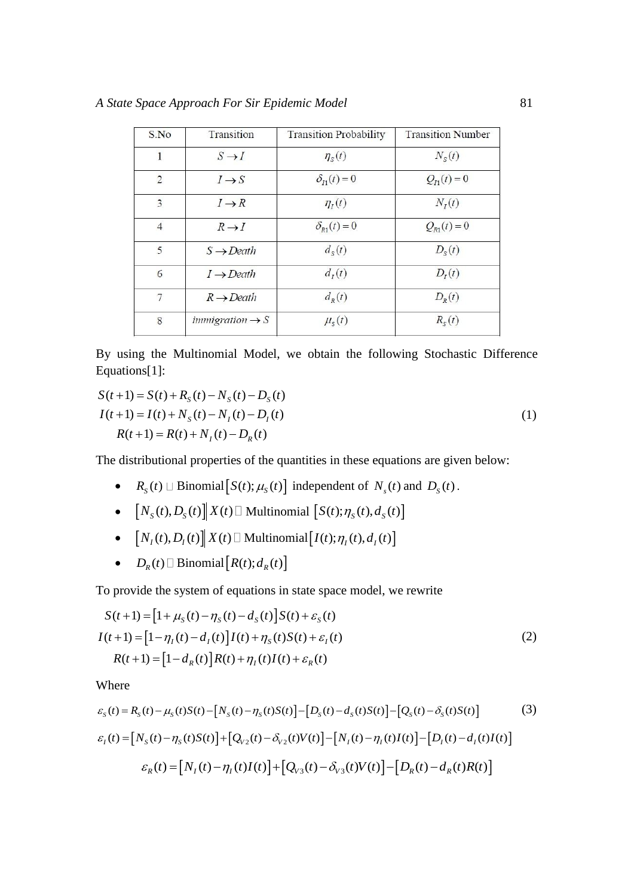| S.No | Transition | Transition Probability | Transition Number |
| --- | --- | --- | --- |
| 1 | $S \rightarrow I$ | $\eta_S(t)$ | $N_S(t)$ |
| 2 | $I \rightarrow S$ | $\delta_{I1}(t) = 0$ | $Q_{I1}(t) = 0$ |
| 3 | $I \rightarrow R$ | $\eta_I(t)$ | $N_I(t)$ |
| 4 | $R \rightarrow I$ | $\delta_{R1}(t) = 0$ | $Q_{R1}(t) = 0$ |
| 5 | $S \rightarrow Death$ | $d_S(t)$ | $D_S(t)$ |
| 6 | $I \rightarrow Death$ | $d_I(t)$ | $D_I(t)$ |
| 7 | $R \rightarrow Death$ | $d_R(t)$ | $D_R(t)$ |
| 8 | $immigration \rightarrow S$ | $\mu_S(t)$ | $R_S(t)$ |

By using the Multinomial Model, we obtain the following Stochastic Difference Equations[1]:

$$
\begin{aligned}
S(t+1) &= S(t) + R_S(t) - N_S(t) - D_S(t) \\
I(t+1) &= I(t) + N_S(t) - N_I(t) - D_I(t) \\
R(t+1) &= R(t) + N_I(t) - D_R(t)
\end{aligned}
\tag{1}
$$

The distributional properties of the quantities in these equations are given below:

- $R_S(t) \sim$ Binomial$\left[S(t); \mu_S(t)\right]$ independent of $N_s(t)$ and $D_S(t)$.
- $\left[N_S(t), D_S(t)\right] \| X(t) \sim$ Multinomial $\left[S(t); \eta_S(t), d_S(t)\right]$
- $\left[N_I(t), D_I(t)\right] \| X(t) \sim$ Multinomial$\left[I(t); \eta_I(t), d_I(t)\right]$
- $D_R(t) \sim$ Binomial$\left[R(t); d_R(t)\right]$

To provide the system of equations in state space model, we rewrite

$$
\begin{aligned}
S(t+1) &= \left[1 + \mu_S(t) - \eta_S(t) - d_S(t)\right] S(t) + \varepsilon_S(t) \\
I(t+1) &= \left[1 - \eta_I(t) - d_I(t)\right] I(t) + \eta_S(t) S(t) + \varepsilon_I(t) \\
R(t+1) &= \left[1 - d_R(t)\right] R(t) + \eta_I(t) I(t) + \varepsilon_R(t)
\end{aligned}
\tag{2}
$$

Where

$$
\varepsilon_S(t) = R_S(t) - \mu_S(t) S(t) - \left[N_S(t) - \eta_S(t) S(t)\right] - \left[D_S(t) - d_S(t) S(t)\right] - \left[Q_S(t) - \delta_S(t) S(t)\right] \tag{3}
$$

$$
\varepsilon_I(t) = \left[N_S(t) - \eta_S(t) S(t)\right] + \left[Q_{V2}(t) - \delta_{V2}(t) V(t)\right] - \left[N_I(t) - \eta_I(t) I(t)\right] - \left[D_I(t) - d_I(t) I(t)\right]
$$

$$
\varepsilon_R(t) = \left[N_I(t) - \eta_I(t) I(t)\right] + \left[Q_{V3}(t) - \delta_{V3}(t) V(t)\right] - \left[D_R(t) - d_R(t) R(t)\right]
$$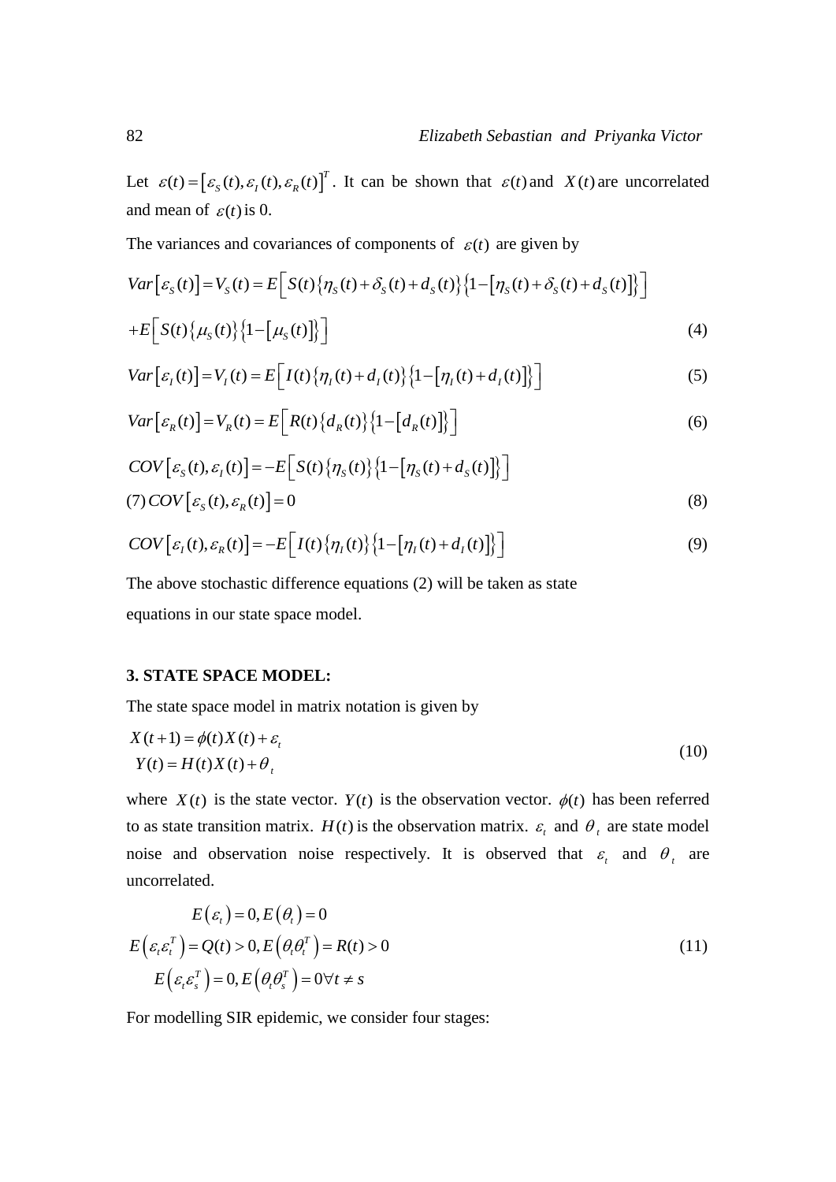Let $\varepsilon(t)=\left[\varepsilon_S(t),\varepsilon_I(t),\varepsilon_R(t)\right]^T$. It can be shown that $\varepsilon(t)$ and $X(t)$ are uncorrelated and mean of $\varepsilon(t)$ is 0.

The variances and covariances of components of $\varepsilon(t)$ are given by

$$Var\left[\varepsilon_S(t)\right]=V_S(t)=E\left[S(t)\left\{\eta_S(t)+\delta_S(t)+d_S(t)\right\}\left\{1-\left[\eta_S(t)+\delta_S(t)+d_S(t)\right]\right\}\right]$$

$$+E\left[S(t)\left\{\mu_S(t)\right\}\left\{1-\left[\mu_S(t)\right]\right\}\right] \tag{4}$$

$$Var\left[\varepsilon_I(t)\right]=V_I(t)=E\left[I(t)\left\{\eta_I(t)+d_I(t)\right\}\left\{1-\left[\eta_I(t)+d_I(t)\right]\right\}\right] \tag{5}$$

$$Var\left[\varepsilon_R(t)\right]=V_R(t)=E\left[R(t)\left\{d_R(t)\right\}\left\{1-\left[d_R(t)\right]\right\}\right] \tag{6}$$

$$COV\left[\varepsilon_S(t),\varepsilon_I(t)\right]=-E\left[S(t)\left\{\eta_S(t)\right\}\left\{1-\left[\eta_S(t)+d_S(t)\right]\right\}\right] \tag{7}$$

$$COV\left[\varepsilon_S(t),\varepsilon_R(t)\right]=0 \tag{8}$$

$$COV\left[\varepsilon_I(t),\varepsilon_R(t)\right]=-E\left[I(t)\left\{\eta_I(t)\right\}\left\{1-\left[\eta_I(t)+d_I(t)\right]\right\}\right] \tag{9}$$

The above stochastic difference equations (2) will be taken as state equations in our state space model.

## 3. STATE SPACE MODEL:

The state space model in matrix notation is given by

$$\begin{aligned} X(t+1)&=\phi(t)X(t)+\varepsilon_t \\ Y(t)&=H(t)X(t)+\theta_t \end{aligned} \tag{10}$$

where $X(t)$ is the state vector. $Y(t)$ is the observation vector. $\phi(t)$ has been referred to as state transition matrix. $H(t)$ is the observation matrix. $\varepsilon_t$ and $\theta_t$ are state model noise and observation noise respectively. It is observed that $\varepsilon_t$ and $\theta_t$ are uncorrelated.

$$\begin{gathered} E\left(\varepsilon_t\right)=0,E\left(\theta_t\right)=0 \\ E\left(\varepsilon_t\varepsilon_t^T\right)=Q(t)>0,E\left(\theta_t\theta_t^T\right)=R(t)>0 \\ E\left(\varepsilon_t\varepsilon_s^T\right)=0,E\left(\theta_t\theta_s^T\right)=0\forall t\neq s \end{gathered} \tag{11}$$

For modelling SIR epidemic, we consider four stages: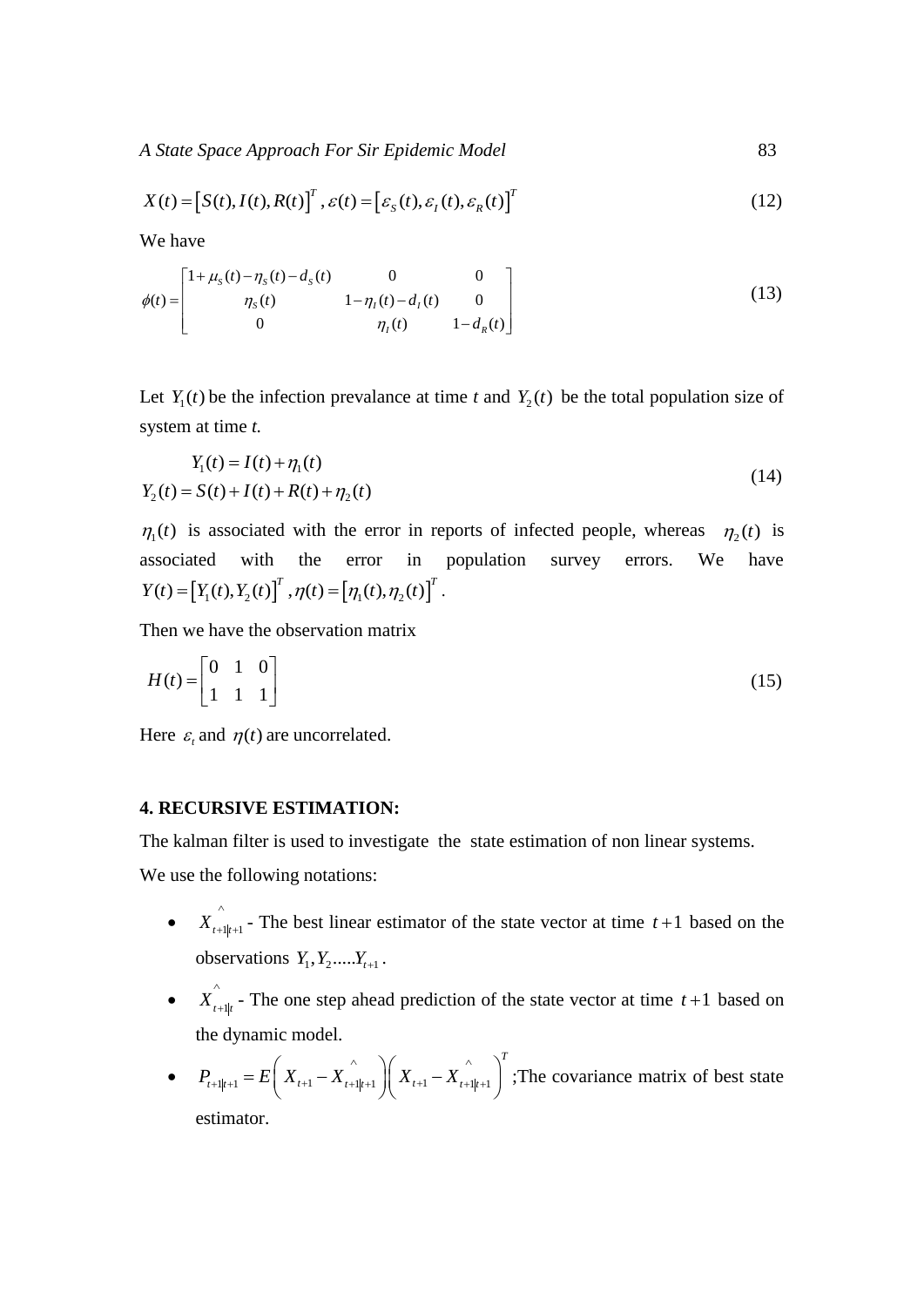$$X(t) = \left[S(t), I(t), R(t)\right]^T, \varepsilon(t) = \left[\varepsilon_S(t), \varepsilon_I(t), \varepsilon_R(t)\right]^T \tag{12}$$

We have

$$\phi(t) = \begin{bmatrix} 1+\mu_S(t)-\eta_S(t)-d_S(t) & 0 & 0 \\ \eta_S(t) & 1-\eta_I(t)-d_I(t) & 0 \\ 0 & \eta_I(t) & 1-d_R(t) \end{bmatrix} \tag{13}$$

Let $Y_1(t)$ be the infection prevalance at time *t* and $Y_2(t)$ be the total population size of system at time *t*.

$$\begin{aligned} Y_1(t) &= I(t) + \eta_1(t) \\ Y_2(t) &= S(t) + I(t) + R(t) + \eta_2(t) \end{aligned} \tag{14}$$

$\eta_1(t)$ is associated with the error in reports of infected people, whereas $\eta_2(t)$ is associated with the error in population survey errors. We have $Y(t) = \left[Y_1(t), Y_2(t)\right]^T, \eta(t) = \left[\eta_1(t), \eta_2(t)\right]^T$.

Then we have the observation matrix

$$H(t) = \begin{bmatrix} 0 & 1 & 0 \\ 1 & 1 & 1 \end{bmatrix} \tag{15}$$

Here $\varepsilon_t$ and $\eta(t)$ are uncorrelated.

## 4. RECURSIVE ESTIMATION:

The kalman filter is used to investigate the state estimation of non linear systems.

We use the following notations:

- $\hat{X}_{t+1|t+1}$ - The best linear estimator of the state vector at time $t+1$ based on the observations $Y_1, Y_2 \ldots\ldots Y_{t+1}$.
- $\hat{X}_{t+1|t}$ - The one step ahead prediction of the state vector at time $t+1$ based on the dynamic model.
- $P_{t+1|t+1} = E\left(X_{t+1} - \hat{X}_{t+1|t+1}\right)\left(X_{t+1} - \hat{X}_{t+1|t+1}\right)^T$ ;The covariance matrix of best state estimator.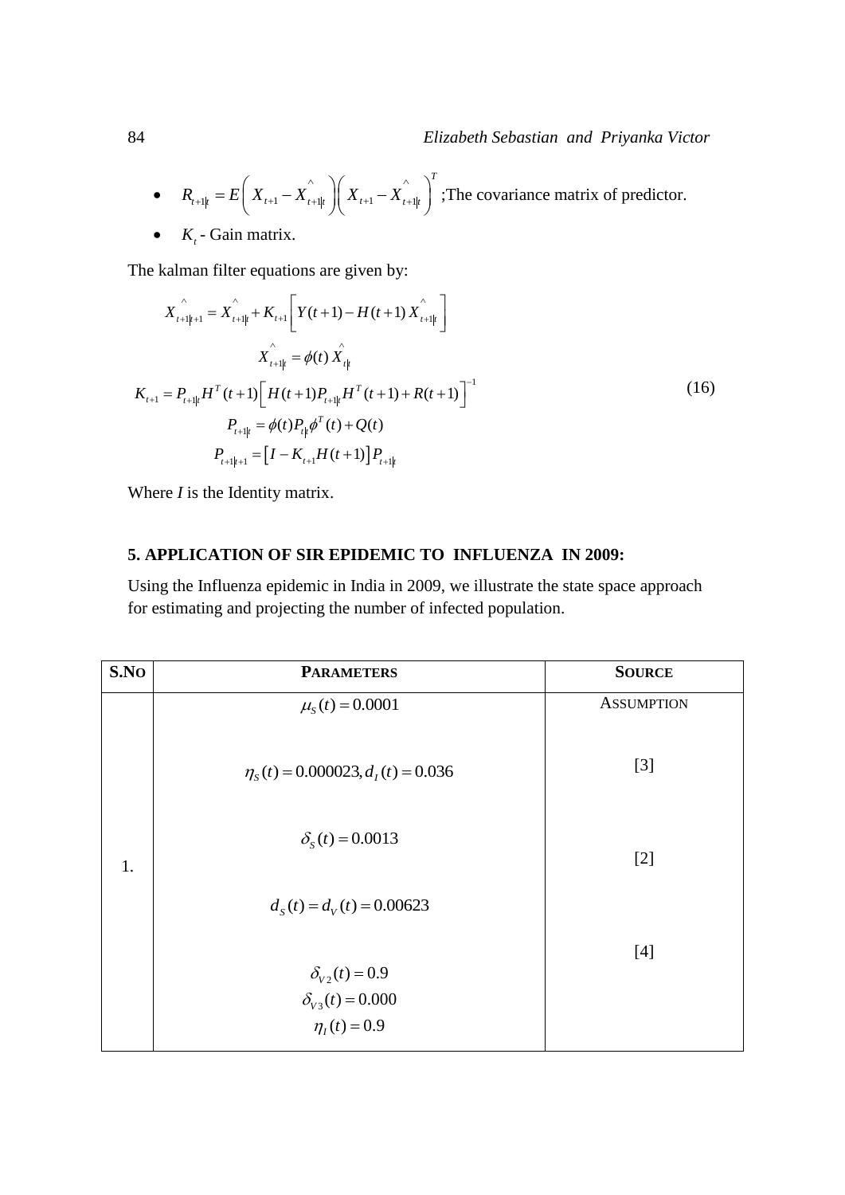- $R_{t+1|t} = E\left( X_{t+1} - \hat{X}_{t+1|t} \right)\left( X_{t+1} - \hat{X}_{t+1|t} \right)^T$ ;The covariance matrix of predictor.
- $K_t$ - Gain matrix.

The kalman filter equations are given by:

$$
\begin{aligned}
\hat{X}_{t+1|t+1} &= \hat{X}_{t+1|t} + K_{t+1}\left[ Y(t+1) - H(t+1)\,\hat{X}_{t+1|t} \right] \\
\hat{X}_{t+1|t} &= \phi(t)\,\hat{X}_{t|t} \\
K_{t+1} &= P_{t+1|t} H^T(t+1)\left[ H(t+1) P_{t+1|t} H^T(t+1) + R(t+1) \right]^{-1} \\
P_{t+1|t} &= \phi(t) P_{t|t} \phi^T(t) + Q(t) \\
P_{t+1|t+1} &= \left[ I - K_{t+1} H(t+1) \right] P_{t+1|t}
\end{aligned}
\tag{16}
$$

Where *I* is the Identity matrix.

## 5. APPLICATION OF SIR EPIDEMIC TO INFLUENZA IN 2009:

Using the Influenza epidemic in India in 2009, we illustrate the state space approach for estimating and projecting the number of infected population.

| S.No | Parameters | Source |
|---|---|---|
| 1. | $\mu_S(t) = 0.0001$ | Assumption |
| | $\eta_S(t) = 0.000023, d_I(t) = 0.036$ | [3] |
| | $\delta_S(t) = 0.0013$ | [2] |
| | $d_S(t) = d_V(t) = 0.00623$ | |
| | $\delta_{V2}(t) = 0.9$ <br> $\delta_{V3}(t) = 0.000$ <br> $\eta_I(t) = 0.9$ | [4] |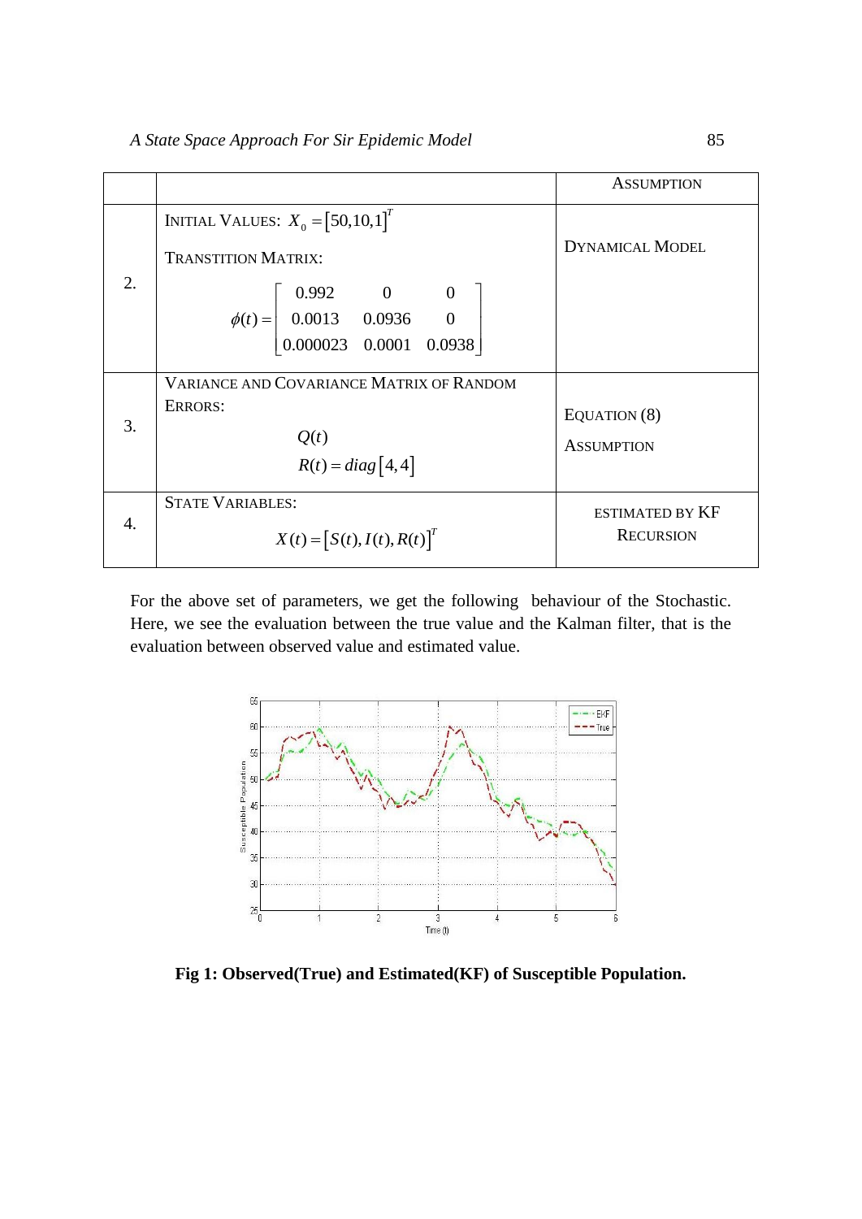| | | ASSUMPTION |
|---|---|---|
| 2. | INITIAL VALUES: $X_0 = [50,10,1]^T$ <br> TRANSTITION MATRIX: <br> $\phi(t) = \begin{bmatrix} 0.992 & 0 & 0 \\ 0.0013 & 0.0936 & 0 \\ 0.000023 & 0.0001 & 0.0938 \end{bmatrix}$ | DYNAMICAL MODEL |
| 3. | VARIANCE AND COVARIANCE MATRIX OF RANDOM ERRORS: <br> $Q(t)$ <br> $R(t) = diag[4,4]$ | EQUATION (8) <br> ASSUMPTION |
| 4. | STATE VARIABLES: <br> $X(t) = [S(t), I(t), R(t)]^T$ | ESTIMATED BY KF RECURSION |

For the above set of parameters, we get the following behaviour of the Stochastic. Here, we see the evaluation between the true value and the Kalman filter, that is the evaluation between observed value and estimated value.

65
60
55
50
45
40
35
30
25
Susceptible Population
0 1 2 3 4 5 6
Time (t)
EKF
True

**Fig 1: Observed(True) and Estimated(KF) of Susceptible Population.**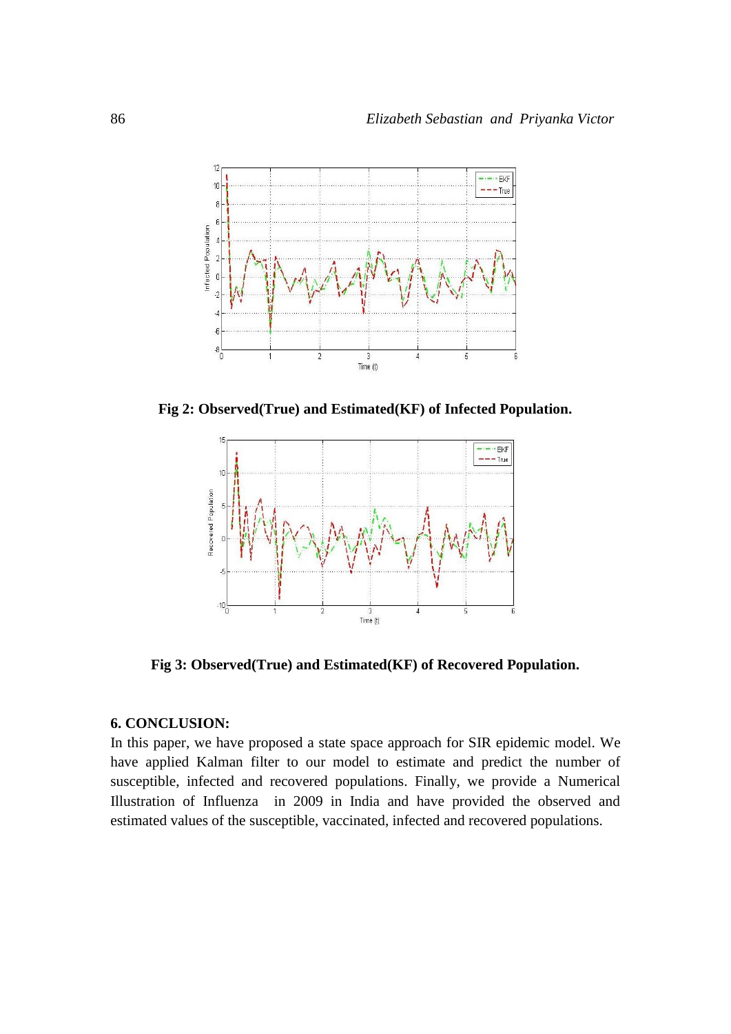12
10
8
6
4
2
0
-2
-4
-6
-8

Infected Population

0 1 2 3 4 5 6

Time (t)

EKF
True

**Fig 2: Observed(True) and Estimated(KF) of Infected Population.**

15
10
5
0
-5
-10

Recovered Population

0 1 2 3 4 5 6

Time (t)

EKF
True

**Fig 3: Observed(True) and Estimated(KF) of Recovered Population.**

## 6. CONCLUSION:

In this paper, we have proposed a state space approach for SIR epidemic model. We have applied Kalman filter to our model to estimate and predict the number of susceptible, infected and recovered populations. Finally, we provide a Numerical Illustration of Influenza in 2009 in India and have provided the observed and estimated values of the susceptible, vaccinated, infected and recovered populations.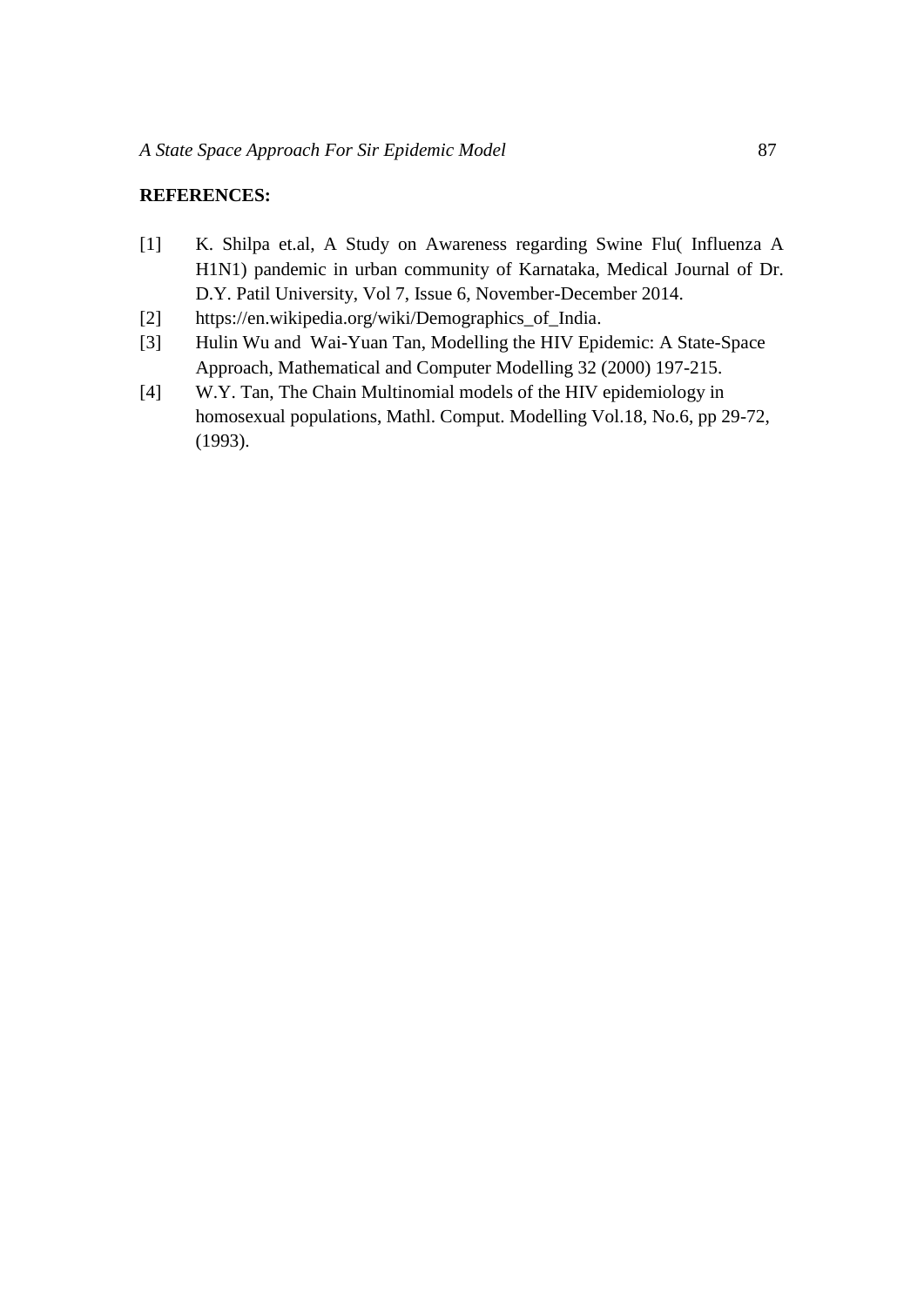**REFERENCES:**

[1] K. Shilpa et.al, A Study on Awareness regarding Swine Flu( Influenza A H1N1) pandemic in urban community of Karnataka, Medical Journal of Dr. D.Y. Patil University, Vol 7, Issue 6, November-December 2014.

[2] https://en.wikipedia.org/wiki/Demographics_of_India.

[3] Hulin Wu and Wai-Yuan Tan, Modelling the HIV Epidemic: A State-Space Approach, Mathematical and Computer Modelling 32 (2000) 197-215.

[4] W.Y. Tan, The Chain Multinomial models of the HIV epidemiology in homosexual populations, Mathl. Comput. Modelling Vol.18, No.6, pp 29-72, (1993).